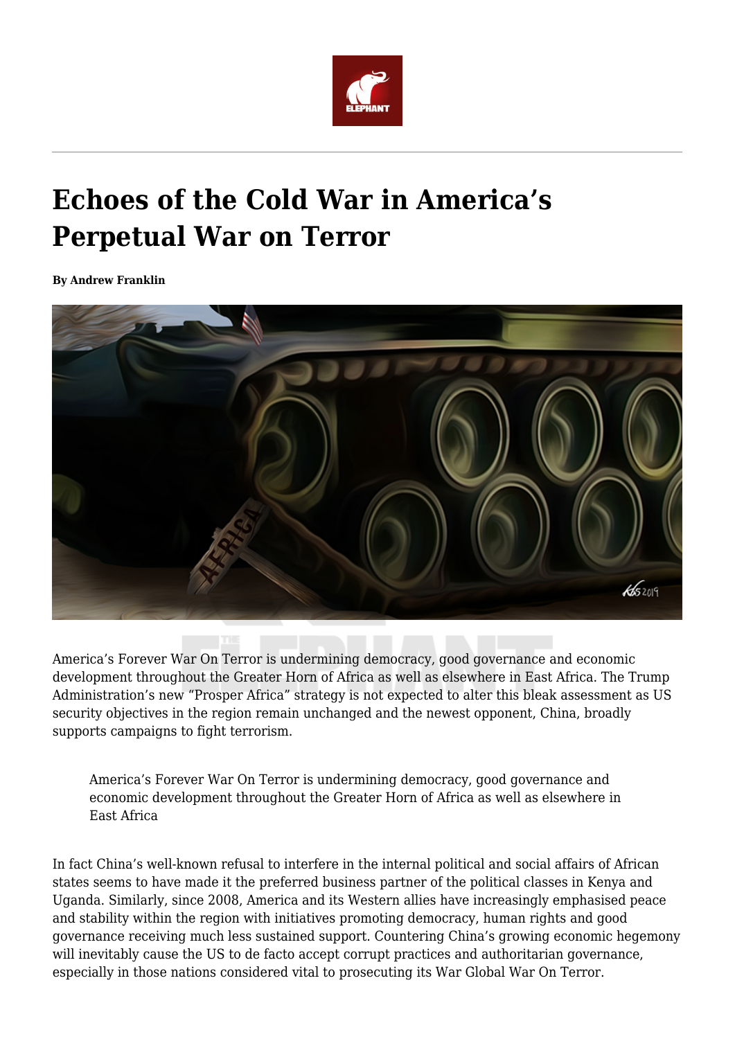# Echoes of the Cold War in America's Perpetual War on Terror

**By Andrew Franklin**

America's Forever War On Terror is undermining democracy, good governance and economic development throughout the Greater Horn of Africa as well as elsewhere in East Africa. The Trump Administration's new "Prosper Africa" strategy is not expected to alter this bleak assessment as US security objectives in the region remain unchanged and the newest opponent, China, broadly supports campaigns to fight terrorism.

> America's Forever War On Terror is undermining democracy, good governance and economic development throughout the Greater Horn of Africa as well as elsewhere in East Africa

In fact China's well-known refusal to interfere in the internal political and social affairs of African states seems to have made it the preferred business partner of the political classes in Kenya and Uganda. Similarly, since 2008, America and its Western allies have increasingly emphasised peace and stability within the region with initiatives promoting democracy, human rights and good governance receiving much less sustained support. Countering China's growing economic hegemony will inevitably cause the US to de facto accept corrupt practices and authoritarian governance, especially in those nations considered vital to prosecuting its War Global War On Terror.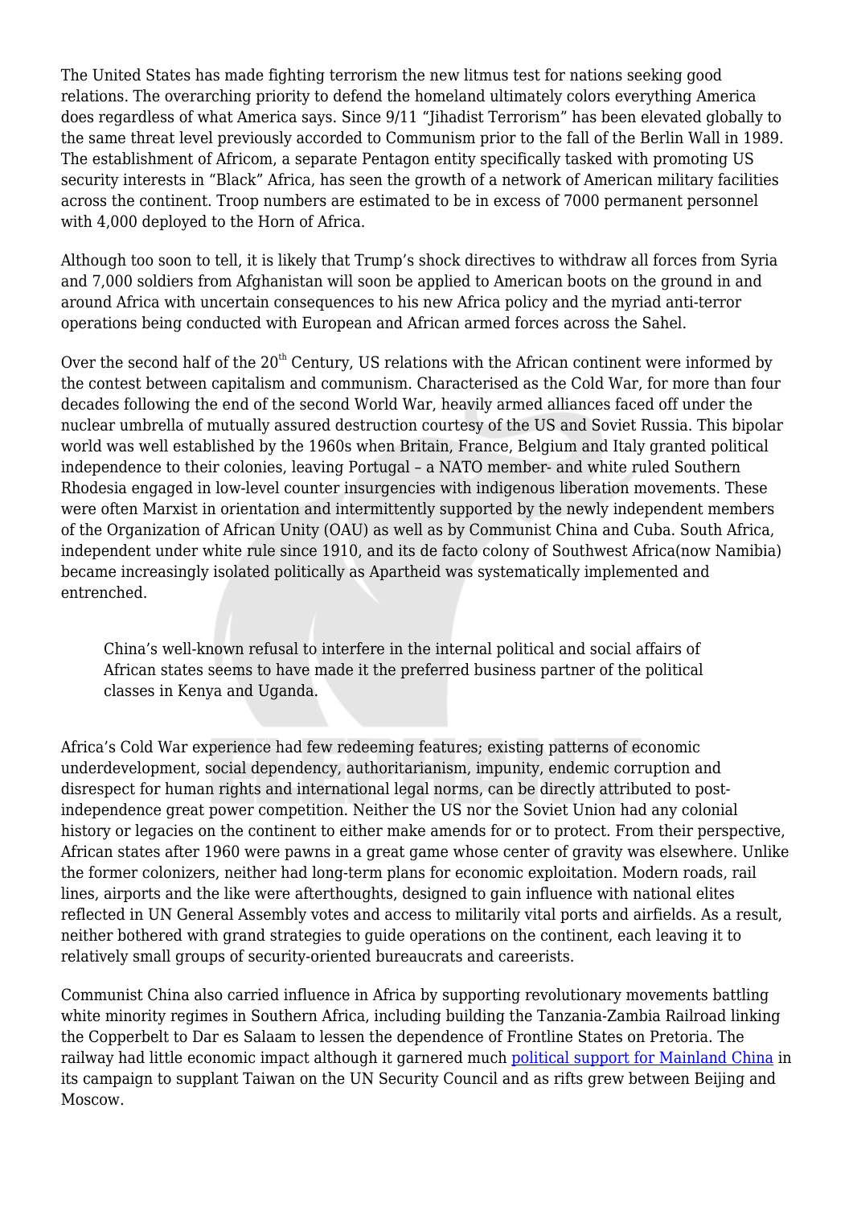The United States has made fighting terrorism the new litmus test for nations seeking good relations. The overarching priority to defend the homeland ultimately colors everything America does regardless of what America says. Since 9/11 "Jihadist Terrorism" has been elevated globally to the same threat level previously accorded to Communism prior to the fall of the Berlin Wall in 1989. The establishment of Africom, a separate Pentagon entity specifically tasked with promoting US security interests in "Black" Africa, has seen the growth of a network of American military facilities across the continent. Troop numbers are estimated to be in excess of 7000 permanent personnel with 4,000 deployed to the Horn of Africa.

Although too soon to tell, it is likely that Trump's shock directives to withdraw all forces from Syria and 7,000 soldiers from Afghanistan will soon be applied to American boots on the ground in and around Africa with uncertain consequences to his new Africa policy and the myriad anti-terror operations being conducted with European and African armed forces across the Sahel.

Over the second half of the 20th Century, US relations with the African continent were informed by the contest between capitalism and communism. Characterised as the Cold War, for more than four decades following the end of the second World War, heavily armed alliances faced off under the nuclear umbrella of mutually assured destruction courtesy of the US and Soviet Russia. This bipolar world was well established by the 1960s when Britain, France, Belgium and Italy granted political independence to their colonies, leaving Portugal – a NATO member- and white ruled Southern Rhodesia engaged in low-level counter insurgencies with indigenous liberation movements. These were often Marxist in orientation and intermittently supported by the newly independent members of the Organization of African Unity (OAU) as well as by Communist China and Cuba. South Africa, independent under white rule since 1910, and its de facto colony of Southwest Africa(now Namibia) became increasingly isolated politically as Apartheid was systematically implemented and entrenched.

> China's well-known refusal to interfere in the internal political and social affairs of African states seems to have made it the preferred business partner of the political classes in Kenya and Uganda.

Africa's Cold War experience had few redeeming features; existing patterns of economic underdevelopment, social dependency, authoritarianism, impunity, endemic corruption and disrespect for human rights and international legal norms, can be directly attributed to post-independence great power competition. Neither the US nor the Soviet Union had any colonial history or legacies on the continent to either make amends for or to protect. From their perspective, African states after 1960 were pawns in a great game whose center of gravity was elsewhere. Unlike the former colonizers, neither had long-term plans for economic exploitation. Modern roads, rail lines, airports and the like were afterthoughts, designed to gain influence with national elites reflected in UN General Assembly votes and access to militarily vital ports and airfields. As a result, neither bothered with grand strategies to guide operations on the continent, each leaving it to relatively small groups of security-oriented bureaucrats and careerists.

Communist China also carried influence in Africa by supporting revolutionary movements battling white minority regimes in Southern Africa, including building the Tanzania-Zambia Railroad linking the Copperbelt to Dar es Salaam to lessen the dependence of Frontline States on Pretoria. The railway had little economic impact although it garnered much political support for Mainland China in its campaign to supplant Taiwan on the UN Security Council and as rifts grew between Beijing and Moscow.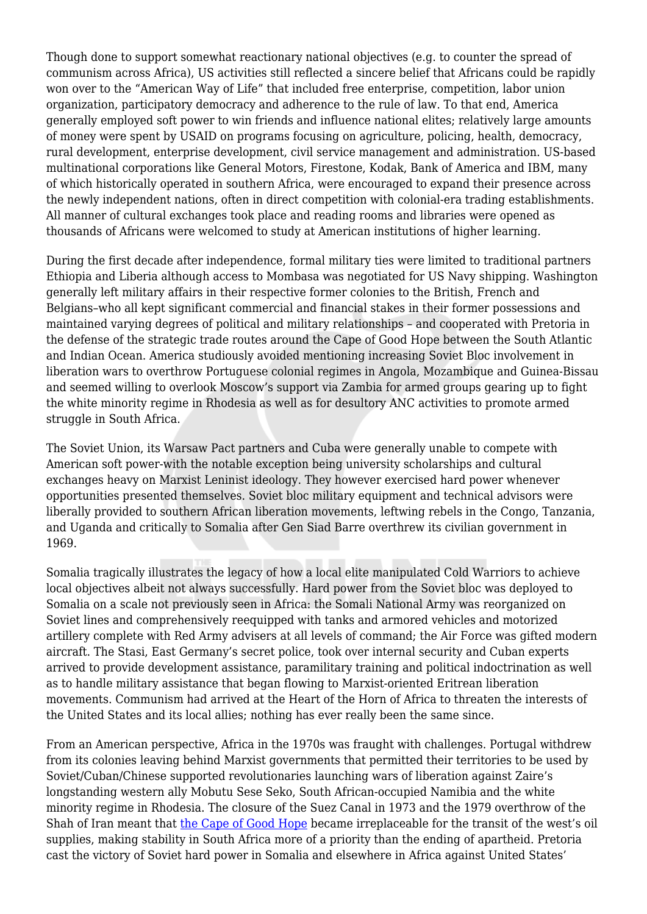Though done to support somewhat reactionary national objectives (e.g. to counter the spread of communism across Africa), US activities still reflected a sincere belief that Africans could be rapidly won over to the "American Way of Life" that included free enterprise, competition, labor union organization, participatory democracy and adherence to the rule of law. To that end, America generally employed soft power to win friends and influence national elites; relatively large amounts of money were spent by USAID on programs focusing on agriculture, policing, health, democracy, rural development, enterprise development, civil service management and administration. US-based multinational corporations like General Motors, Firestone, Kodak, Bank of America and IBM, many of which historically operated in southern Africa, were encouraged to expand their presence across the newly independent nations, often in direct competition with colonial-era trading establishments. All manner of cultural exchanges took place and reading rooms and libraries were opened as thousands of Africans were welcomed to study at American institutions of higher learning.

During the first decade after independence, formal military ties were limited to traditional partners Ethiopia and Liberia although access to Mombasa was negotiated for US Navy shipping. Washington generally left military affairs in their respective former colonies to the British, French and Belgians–who all kept significant commercial and financial stakes in their former possessions and maintained varying degrees of political and military relationships – and cooperated with Pretoria in the defense of the strategic trade routes around the Cape of Good Hope between the South Atlantic and Indian Ocean. America studiously avoided mentioning increasing Soviet Bloc involvement in liberation wars to overthrow Portuguese colonial regimes in Angola, Mozambique and Guinea-Bissau and seemed willing to overlook Moscow's support via Zambia for armed groups gearing up to fight the white minority regime in Rhodesia as well as for desultory ANC activities to promote armed struggle in South Africa.

The Soviet Union, its Warsaw Pact partners and Cuba were generally unable to compete with American soft power-with the notable exception being university scholarships and cultural exchanges heavy on Marxist Leninist ideology. They however exercised hard power whenever opportunities presented themselves. Soviet bloc military equipment and technical advisors were liberally provided to southern African liberation movements, leftwing rebels in the Congo, Tanzania, and Uganda and critically to Somalia after Gen Siad Barre overthrew its civilian government in 1969.

Somalia tragically illustrates the legacy of how a local elite manipulated Cold Warriors to achieve local objectives albeit not always successfully. Hard power from the Soviet bloc was deployed to Somalia on a scale not previously seen in Africa: the Somali National Army was reorganized on Soviet lines and comprehensively reequipped with tanks and armored vehicles and motorized artillery complete with Red Army advisers at all levels of command; the Air Force was gifted modern aircraft. The Stasi, East Germany's secret police, took over internal security and Cuban experts arrived to provide development assistance, paramilitary training and political indoctrination as well as to handle military assistance that began flowing to Marxist-oriented Eritrean liberation movements. Communism had arrived at the Heart of the Horn of Africa to threaten the interests of the United States and its local allies; nothing has ever really been the same since.

From an American perspective, Africa in the 1970s was fraught with challenges. Portugal withdrew from its colonies leaving behind Marxist governments that permitted their territories to be used by Soviet/Cuban/Chinese supported revolutionaries launching wars of liberation against Zaire's longstanding western ally Mobutu Sese Seko, South African-occupied Namibia and the white minority regime in Rhodesia. The closure of the Suez Canal in 1973 and the 1979 overthrow of the Shah of Iran meant that the Cape of Good Hope became irreplaceable for the transit of the west's oil supplies, making stability in South Africa more of a priority than the ending of apartheid. Pretoria cast the victory of Soviet hard power in Somalia and elsewhere in Africa against United States'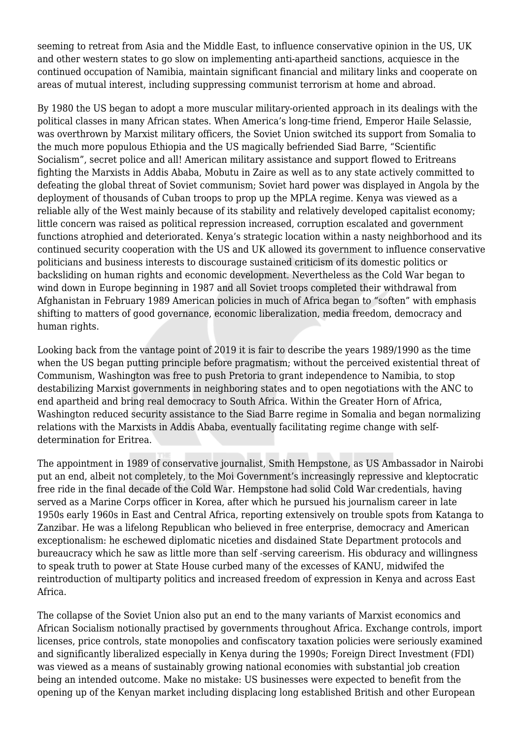seeming to retreat from Asia and the Middle East, to influence conservative opinion in the US, UK and other western states to go slow on implementing anti-apartheid sanctions, acquiesce in the continued occupation of Namibia, maintain significant financial and military links and cooperate on areas of mutual interest, including suppressing communist terrorism at home and abroad.

By 1980 the US began to adopt a more muscular military-oriented approach in its dealings with the political classes in many African states. When America's long-time friend, Emperor Haile Selassie, was overthrown by Marxist military officers, the Soviet Union switched its support from Somalia to the much more populous Ethiopia and the US magically befriended Siad Barre, "Scientific Socialism", secret police and all! American military assistance and support flowed to Eritreans fighting the Marxists in Addis Ababa, Mobutu in Zaire as well as to any state actively committed to defeating the global threat of Soviet communism; Soviet hard power was displayed in Angola by the deployment of thousands of Cuban troops to prop up the MPLA regime. Kenya was viewed as a reliable ally of the West mainly because of its stability and relatively developed capitalist economy; little concern was raised as political repression increased, corruption escalated and government functions atrophied and deteriorated. Kenya's strategic location within a nasty neighborhood and its continued security cooperation with the US and UK allowed its government to influence conservative politicians and business interests to discourage sustained criticism of its domestic politics or backsliding on human rights and economic development. Nevertheless as the Cold War began to wind down in Europe beginning in 1987 and all Soviet troops completed their withdrawal from Afghanistan in February 1989 American policies in much of Africa began to "soften" with emphasis shifting to matters of good governance, economic liberalization, media freedom, democracy and human rights.

Looking back from the vantage point of 2019 it is fair to describe the years 1989/1990 as the time when the US began putting principle before pragmatism; without the perceived existential threat of Communism, Washington was free to push Pretoria to grant independence to Namibia, to stop destabilizing Marxist governments in neighboring states and to open negotiations with the ANC to end apartheid and bring real democracy to South Africa. Within the Greater Horn of Africa, Washington reduced security assistance to the Siad Barre regime in Somalia and began normalizing relations with the Marxists in Addis Ababa, eventually facilitating regime change with self-determination for Eritrea.

The appointment in 1989 of conservative journalist, Smith Hempstone, as US Ambassador in Nairobi put an end, albeit not completely, to the Moi Government's increasingly repressive and kleptocratic free ride in the final decade of the Cold War. Hempstone had solid Cold War credentials, having served as a Marine Corps officer in Korea, after which he pursued his journalism career in late 1950s early 1960s in East and Central Africa, reporting extensively on trouble spots from Katanga to Zanzibar. He was a lifelong Republican who believed in free enterprise, democracy and American exceptionalism: he eschewed diplomatic niceties and disdained State Department protocols and bureaucracy which he saw as little more than self -serving careerism. His obduracy and willingness to speak truth to power at State House curbed many of the excesses of KANU, midwifed the reintroduction of multiparty politics and increased freedom of expression in Kenya and across East Africa.

The collapse of the Soviet Union also put an end to the many variants of Marxist economics and African Socialism notionally practised by governments throughout Africa. Exchange controls, import licenses, price controls, state monopolies and confiscatory taxation policies were seriously examined and significantly liberalized especially in Kenya during the 1990s; Foreign Direct Investment (FDI) was viewed as a means of sustainably growing national economies with substantial job creation being an intended outcome. Make no mistake: US businesses were expected to benefit from the opening up of the Kenyan market including displacing long established British and other European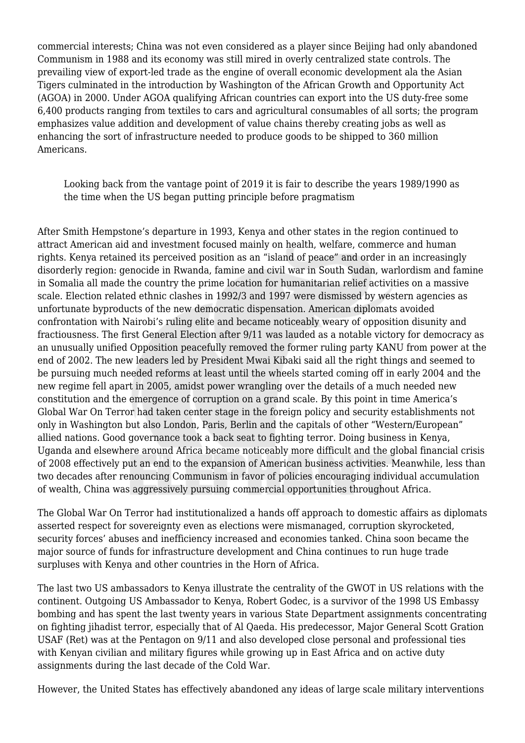commercial interests; China was not even considered as a player since Beijing had only abandoned Communism in 1988 and its economy was still mired in overly centralized state controls. The prevailing view of export-led trade as the engine of overall economic development ala the Asian Tigers culminated in the introduction by Washington of the African Growth and Opportunity Act (AGOA) in 2000. Under AGOA qualifying African countries can export into the US duty-free some 6,400 products ranging from textiles to cars and agricultural consumables of all sorts; the program emphasizes value addition and development of value chains thereby creating jobs as well as enhancing the sort of infrastructure needed to produce goods to be shipped to 360 million Americans.

> Looking back from the vantage point of 2019 it is fair to describe the years 1989/1990 as the time when the US began putting principle before pragmatism

After Smith Hempstone's departure in 1993, Kenya and other states in the region continued to attract American aid and investment focused mainly on health, welfare, commerce and human rights. Kenya retained its perceived position as an "island of peace" and order in an increasingly disorderly region: genocide in Rwanda, famine and civil war in South Sudan, warlordism and famine in Somalia all made the country the prime location for humanitarian relief activities on a massive scale. Election related ethnic clashes in 1992/3 and 1997 were dismissed by western agencies as unfortunate byproducts of the new democratic dispensation. American diplomats avoided confrontation with Nairobi's ruling elite and became noticeably weary of opposition disunity and fractiousness. The first General Election after 9/11 was lauded as a notable victory for democracy as an unusually unified Opposition peacefully removed the former ruling party KANU from power at the end of 2002. The new leaders led by President Mwai Kibaki said all the right things and seemed to be pursuing much needed reforms at least until the wheels started coming off in early 2004 and the new regime fell apart in 2005, amidst power wrangling over the details of a much needed new constitution and the emergence of corruption on a grand scale. By this point in time America's Global War On Terror had taken center stage in the foreign policy and security establishments not only in Washington but also London, Paris, Berlin and the capitals of other "Western/European" allied nations. Good governance took a back seat to fighting terror. Doing business in Kenya, Uganda and elsewhere around Africa became noticeably more difficult and the global financial crisis of 2008 effectively put an end to the expansion of American business activities. Meanwhile, less than two decades after renouncing Communism in favor of policies encouraging individual accumulation of wealth, China was aggressively pursuing commercial opportunities throughout Africa.

The Global War On Terror had institutionalized a hands off approach to domestic affairs as diplomats asserted respect for sovereignty even as elections were mismanaged, corruption skyrocketed, security forces' abuses and inefficiency increased and economies tanked. China soon became the major source of funds for infrastructure development and China continues to run huge trade surpluses with Kenya and other countries in the Horn of Africa.

The last two US ambassadors to Kenya illustrate the centrality of the GWOT in US relations with the continent. Outgoing US Ambassador to Kenya, Robert Godec, is a survivor of the 1998 US Embassy bombing and has spent the last twenty years in various State Department assignments concentrating on fighting jihadist terror, especially that of Al Qaeda. His predecessor, Major General Scott Gration USAF (Ret) was at the Pentagon on 9/11 and also developed close personal and professional ties with Kenyan civilian and military figures while growing up in East Africa and on active duty assignments during the last decade of the Cold War.

However, the United States has effectively abandoned any ideas of large scale military interventions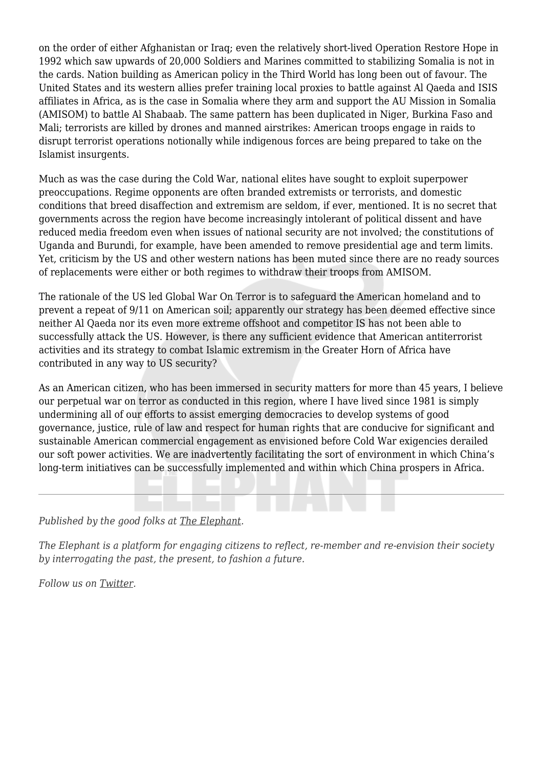on the order of either Afghanistan or Iraq; even the relatively short-lived Operation Restore Hope in 1992 which saw upwards of 20,000 Soldiers and Marines committed to stabilizing Somalia is not in the cards. Nation building as American policy in the Third World has long been out of favour. The United States and its western allies prefer training local proxies to battle against Al Qaeda and ISIS affiliates in Africa, as is the case in Somalia where they arm and support the AU Mission in Somalia (AMISOM) to battle Al Shabaab. The same pattern has been duplicated in Niger, Burkina Faso and Mali; terrorists are killed by drones and manned airstrikes: American troops engage in raids to disrupt terrorist operations notionally while indigenous forces are being prepared to take on the Islamist insurgents.

Much as was the case during the Cold War, national elites have sought to exploit superpower preoccupations. Regime opponents are often branded extremists or terrorists, and domestic conditions that breed disaffection and extremism are seldom, if ever, mentioned. It is no secret that governments across the region have become increasingly intolerant of political dissent and have reduced media freedom even when issues of national security are not involved; the constitutions of Uganda and Burundi, for example, have been amended to remove presidential age and term limits. Yet, criticism by the US and other western nations has been muted since there are no ready sources of replacements were either or both regimes to withdraw their troops from AMISOM.

The rationale of the US led Global War On Terror is to safeguard the American homeland and to prevent a repeat of 9/11 on American soil; apparently our strategy has been deemed effective since neither Al Qaeda nor its even more extreme offshoot and competitor IS has not been able to successfully attack the US. However, is there any sufficient evidence that American antiterrorist activities and its strategy to combat Islamic extremism in the Greater Horn of Africa have contributed in any way to US security?

As an American citizen, who has been immersed in security matters for more than 45 years, I believe our perpetual war on terror as conducted in this region, where I have lived since 1981 is simply undermining all of our efforts to assist emerging democracies to develop systems of good governance, justice, rule of law and respect for human rights that are conducive for significant and sustainable American commercial engagement as envisioned before Cold War exigencies derailed our soft power activities. We are inadvertently facilitating the sort of environment in which China's long-term initiatives can be successfully implemented and within which China prospers in Africa.

---

*Published by the good folks at The Elephant.*

*The Elephant is a platform for engaging citizens to reflect, re-member and re-envision their society by interrogating the past, the present, to fashion a future.*

*Follow us on Twitter.*